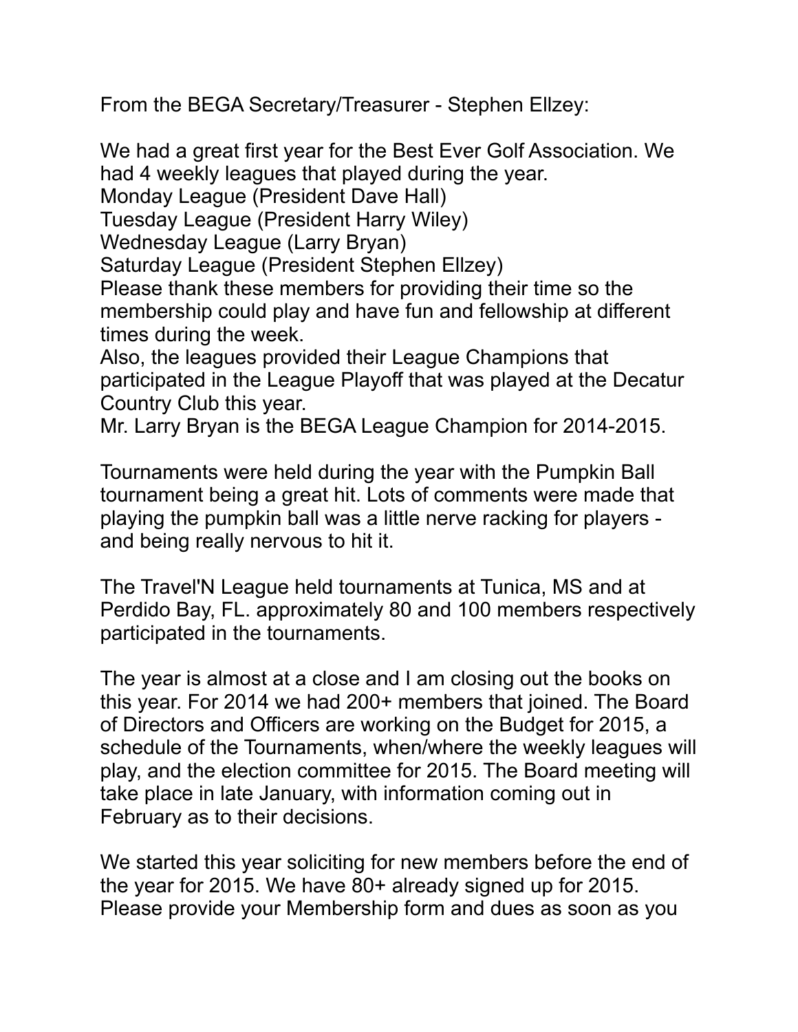From the BEGA Secretary/Treasurer - Stephen Ellzey:

We had a great first year for the Best Ever Golf Association. We had 4 weekly leagues that played during the year.
Monday League (President Dave Hall)
Tuesday League (President Harry Wiley)
Wednesday League (Larry Bryan)
Saturday League (President Stephen Ellzey)
Please thank these members for providing their time so the membership could play and have fun and fellowship at different times during the week.
Also, the leagues provided their League Champions that participated in the League Playoff that was played at the Decatur Country Club this year.
Mr. Larry Bryan is the BEGA League Champion for 2014-2015.

Tournaments were held during the year with the Pumpkin Ball tournament being a great hit. Lots of comments were made that playing the pumpkin ball was a little nerve racking for players - and being really nervous to hit it.

The Travel'N League held tournaments at Tunica, MS and at Perdido Bay, FL. approximately 80 and 100 members respectively participated in the tournaments.

The year is almost at a close and I am closing out the books on this year. For 2014 we had 200+ members that joined. The Board of Directors and Officers are working on the Budget for 2015, a schedule of the Tournaments, when/where the weekly leagues will play, and the election committee for 2015. The Board meeting will take place in late January, with information coming out in February as to their decisions.

We started this year soliciting for new members before the end of the year for 2015. We have 80+ already signed up for 2015. Please provide your Membership form and dues as soon as you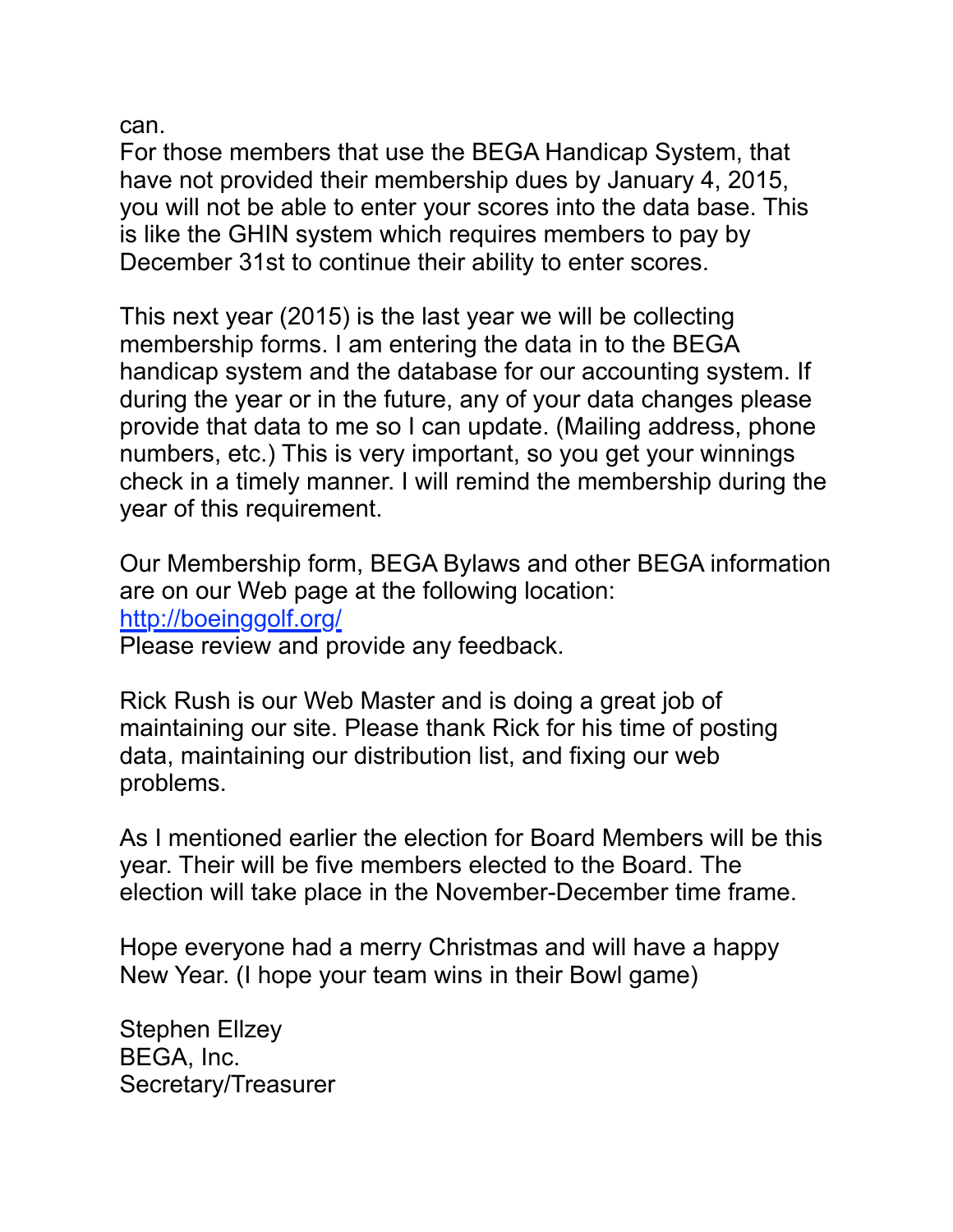can.
For those members that use the BEGA Handicap System, that have not provided their membership dues by January 4, 2015, you will not be able to enter your scores into the data base. This is like the GHIN system which requires members to pay by December 31st to continue their ability to enter scores.

This next year (2015) is the last year we will be collecting membership forms. I am entering the data in to the BEGA handicap system and the database for our accounting system. If during the year or in the future, any of your data changes please provide that data to me so I can update. (Mailing address, phone numbers, etc.) This is very important, so you get your winnings check in a timely manner. I will remind the membership during the year of this requirement.

Our Membership form, BEGA Bylaws and other BEGA information are on our Web page at the following location:
[http://boeinggolf.org/](http://boeinggolf.org/)
Please review and provide any feedback.

Rick Rush is our Web Master and is doing a great job of maintaining our site. Please thank Rick for his time of posting data, maintaining our distribution list, and fixing our web problems.

As I mentioned earlier the election for Board Members will be this year. Their will be five members elected to the Board. The election will take place in the November-December time frame.

Hope everyone had a merry Christmas and will have a happy New Year. (I hope your team wins in their Bowl game)

Stephen Ellzey
BEGA, Inc.
Secretary/Treasurer